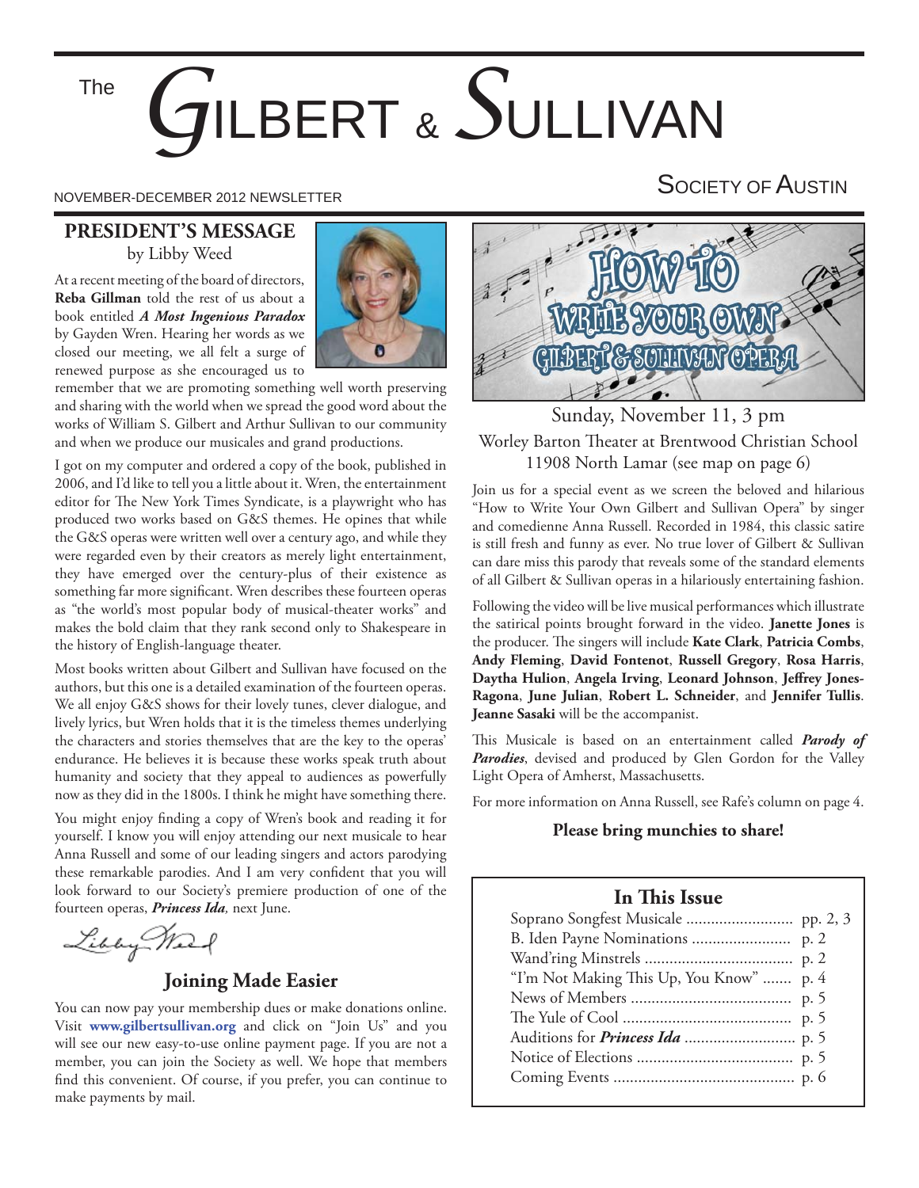# The GILBERT & SULLIVAN SOCIETY OF AUSTIN

NOVEMBER-DECEMBER 2012 NEWSLETTER

## PRESIDENT'S MESSAGE

by Libby Weed

At a recent meeting of the board of directors, **Reba Gillman** told the rest of us about a book entitled ***A Most Ingenious Paradox*** by Gayden Wren. Hearing her words as we closed our meeting, we all felt a surge of renewed purpose as she encouraged us to remember that we are promoting something well worth preserving and sharing with the world when we spread the good word about the works of William S. Gilbert and Arthur Sullivan to our community and when we produce our musicales and grand productions.

I got on my computer and ordered a copy of the book, published in 2006, and I'd like to tell you a little about it. Wren, the entertainment editor for The New York Times Syndicate, is a playwright who has produced two works based on G&S themes. He opines that while the G&S operas were written well over a century ago, and while they were regarded even by their creators as merely light entertainment, they have emerged over the century-plus of their existence as something far more significant. Wren describes these fourteen operas as "the world's most popular body of musical-theater works" and makes the bold claim that they rank second only to Shakespeare in the history of English-language theater.

Most books written about Gilbert and Sullivan have focused on the authors, but this one is a detailed examination of the fourteen operas. We all enjoy G&S shows for their lovely tunes, clever dialogue, and lively lyrics, but Wren holds that it is the timeless themes underlying the characters and stories themselves that are the key to the operas' endurance. He believes it is because these works speak truth about humanity and society that they appeal to audiences as powerfully now as they did in the 1800s. I think he might have something there.

You might enjoy finding a copy of Wren's book and reading it for yourself. I know you will enjoy attending our next musicale to hear Anna Russell and some of our leading singers and actors parodying these remarkable parodies. And I am very confident that you will look forward to our Society's premiere production of one of the fourteen operas, ***Princess Ida,*** next June.

Libby Weed

## Joining Made Easier

You can now pay your membership dues or make donations online. Visit **www.gilbertsullivan.org** and click on "Join Us" and you will see our new easy-to-use online payment page. If you are not a member, you can join the Society as well. We hope that members find this convenient. Of course, if you prefer, you can continue to make payments by mail.

## HOW TO WRITE YOUR OWN GILBERT & SULLIVAN OPERA

Sunday, November 11, 3 pm

Worley Barton Theater at Brentwood Christian School

11908 North Lamar (see map on page 6)

Join us for a special event as we screen the beloved and hilarious "How to Write Your Own Gilbert and Sullivan Opera" by singer and comedienne Anna Russell. Recorded in 1984, this classic satire is still fresh and funny as ever. No true lover of Gilbert & Sullivan can dare miss this parody that reveals some of the standard elements of all Gilbert & Sullivan operas in a hilariously entertaining fashion.

Following the video will be live musical performances which illustrate the satirical points brought forward in the video. **Janette Jones** is the producer. The singers will include **Kate Clark**, **Patricia Combs**, **Andy Fleming**, **David Fontenot**, **Russell Gregory**, **Rosa Harris**, **Daytha Hulion**, **Angela Irving**, **Leonard Johnson**, **Jeffrey Jones-Ragona**, **June Julian**, **Robert L. Schneider**, and **Jennifer Tullis**. **Jeanne Sasaki** will be the accompanist.

This Musicale is based on an entertainment called ***Parody of Parodies***, devised and produced by Glen Gordon for the Valley Light Opera of Amherst, Massachusetts.

For more information on Anna Russell, see Rafe's column on page 4.

**Please bring munchies to share!**

## In This Issue

| | |
|---|---|
| Soprano Songfest Musicale | pp. 2, 3 |
| B. Iden Payne Nominations | p. 2 |
| Wand'ring Minstrels | p. 2 |
| "I'm Not Making This Up, You Know" | p. 4 |
| News of Members | p. 5 |
| The Yule of Cool | p. 5 |
| Auditions for ***Princess Ida*** | p. 5 |
| Notice of Elections | p. 5 |
| Coming Events | p. 6 |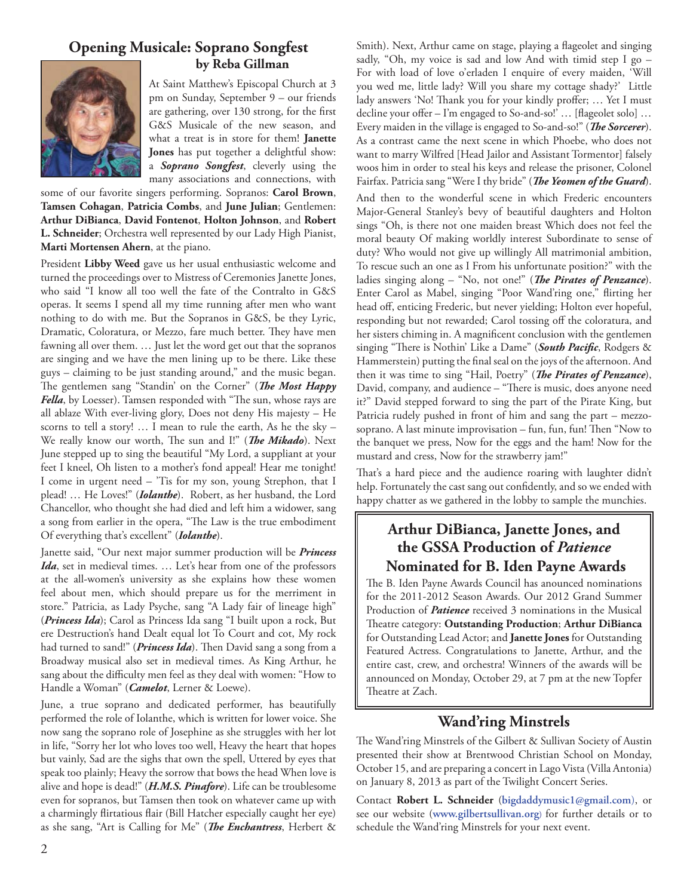## Opening Musicale: Soprano Songfest

**by Reba Gillman**

At Saint Matthew's Episcopal Church at 3 pm on Sunday, September 9 – our friends are gathering, over 130 strong, for the first G&S Musicale of the new season, and what a treat is in store for them! **Janette Jones** has put together a delightful show: a ***Soprano Songfest***, cleverly using the many associations and connections, with some of our favorite singers performing. Sopranos: **Carol Brown**, **Tamsen Cohagan**, **Patricia Combs**, and **June Julian**; Gentlemen: **Arthur DiBianca**, **David Fontenot**, **Holton Johnson**, and **Robert L. Schneider**; Orchestra well represented by our Lady High Pianist, **Marti Mortensen Ahern**, at the piano.

President **Libby Weed** gave us her usual enthusiastic welcome and turned the proceedings over to Mistress of Ceremonies Janette Jones, who said "I know all too well the fate of the Contralto in G&S operas. It seems I spend all my time running after men who want nothing to do with me. But the Sopranos in G&S, be they Lyric, Dramatic, Coloratura, or Mezzo, fare much better. They have men fawning all over them. … Just let the word get out that the sopranos are singing and we have the men lining up to be there. Like these guys – claiming to be just standing around," and the music began. The gentlemen sang "Standin' on the Corner" (***The Most Happy Fella***, by Loesser). Tamsen responded with "The sun, whose rays are all ablaze With ever-living glory, Does not deny His majesty – He scorns to tell a story! … I mean to rule the earth, As he the sky – We really know our worth, The sun and I!" (***The Mikado***). Next June stepped up to sing the beautiful "My Lord, a suppliant at your feet I kneel, Oh listen to a mother's fond appeal! Hear me tonight! I come in urgent need – 'Tis for my son, young Strephon, that I plead! … He Loves!" (***Iolanthe***). Robert, as her husband, the Lord Chancellor, who thought she had died and left him a widower, sang a song from earlier in the opera, "The Law is the true embodiment Of everything that's excellent" (***Iolanthe***).

Janette said, "Our next major summer production will be ***Princess Ida***, set in medieval times. … Let's hear from one of the professors at the all-women's university as she explains how these women feel about men, which should prepare us for the merriment in store." Patricia, as Lady Psyche, sang "A Lady fair of lineage high" (***Princess Ida***); Carol as Princess Ida sang "I built upon a rock, But ere Destruction's hand Dealt equal lot To Court and cot, My rock had turned to sand!" (***Princess Ida***). Then David sang a song from a Broadway musical also set in medieval times. As King Arthur, he sang about the difficulty men feel as they deal with women: "How to Handle a Woman" (***Camelot***, Lerner & Loewe).

June, a true soprano and dedicated performer, has beautifully performed the role of Iolanthe, which is written for lower voice. She now sang the soprano role of Josephine as she struggles with her lot in life, "Sorry her lot who loves too well, Heavy the heart that hopes but vainly, Sad are the sighs that own the spell, Uttered by eyes that speak too plainly; Heavy the sorrow that bows the head When love is alive and hope is dead!" (***H.M.S. Pinafore***). Life can be troublesome even for sopranos, but Tamsen then took on whatever came up with a charmingly flirtatious flair (Bill Hatcher especially caught her eye) as she sang, "Art is Calling for Me" (***The Enchantress***, Herbert & Smith). Next, Arthur came on stage, playing a flageolet and singing sadly, "Oh, my voice is sad and low And with timid step I go – For with load of love o'erladen I enquire of every maiden, 'Will you wed me, little lady? Will you share my cottage shady?' Little lady answers 'No! Thank you for your kindly proffer; … Yet I must decline your offer – I'm engaged to So-and-so!' … [flageolet solo] … Every maiden in the village is engaged to So-and-so!" (***The Sorcerer***). As a contrast came the next scene in which Phoebe, who does not want to marry Wilfred [Head Jailor and Assistant Tormentor] falsely woos him in order to steal his keys and release the prisoner, Colonel Fairfax. Patricia sang "Were I thy bride" (***The Yeomen of the Guard***).

And then to the wonderful scene in which Frederic encounters Major-General Stanley's bevy of beautiful daughters and Holton sings "Oh, is there not one maiden breast Which does not feel the moral beauty Of making worldly interest Subordinate to sense of duty? Who would not give up willingly All matrimonial ambition, To rescue such an one as I From his unfortunate position?" with the ladies singing along – "No, not one!" (***The Pirates of Penzance***). Enter Carol as Mabel, singing "Poor Wand'ring one," flirting her head off, enticing Frederic, but never yielding; Holton ever hopeful, responding but not rewarded; Carol tossing off the coloratura, and her sisters chiming in. A magnificent conclusion with the gentlemen singing "There is Nothin' Like a Dame" (***South Pacific***, Rodgers & Hammerstein) putting the final seal on the joys of the afternoon. And then it was time to sing "Hail, Poetry" (***The Pirates of Penzance***), David, company, and audience – "There is music, does anyone need it?" David stepped forward to sing the part of the Pirate King, but Patricia rudely pushed in front of him and sang the part – mezzo-soprano. A last minute improvisation – fun, fun, fun! Then "Now to the banquet we press, Now for the eggs and the ham! Now for the mustard and cress, Now for the strawberry jam!"

That's a hard piece and the audience roaring with laughter didn't help. Fortunately the cast sang out confidently, and so we ended with happy chatter as we gathered in the lobby to sample the munchies.

## Arthur DiBianca, Janette Jones, and the GSSA Production of *Patience* Nominated for B. Iden Payne Awards

The B. Iden Payne Awards Council has anounced nominations for the 2011-2012 Season Awards. Our 2012 Grand Summer Production of ***Patience*** received 3 nominations in the Musical Theatre category: **Outstanding Production**; **Arthur DiBianca** for Outstanding Lead Actor; and **Janette Jones** for Outstanding Featured Actress. Congratulations to Janette, Arthur, and the entire cast, crew, and orchestra! Winners of the awards will be announced on Monday, October 29, at 7 pm at the new Topfer Theatre at Zach.

## Wand'ring Minstrels

The Wand'ring Minstrels of the Gilbert & Sullivan Society of Austin presented their show at Brentwood Christian School on Monday, October 15, and are preparing a concert in Lago Vista (Villa Antonia) on January 8, 2013 as part of the Twilight Concert Series.

Contact **Robert L. Schneider** (**bigdaddymusic1@gmail.com**), or see our website (**www.gilbertsullivan.org**) for further details or to schedule the Wand'ring Minstrels for your next event.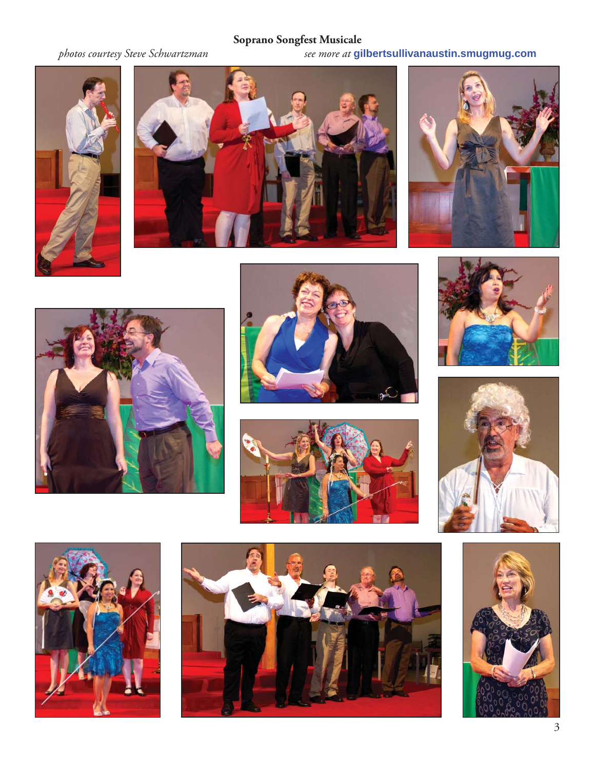**Soprano Songfest Musicale**

*photos courtesy Steve Schwartzman* *see more at* **gilbertsullivanaustin.smugmug.com**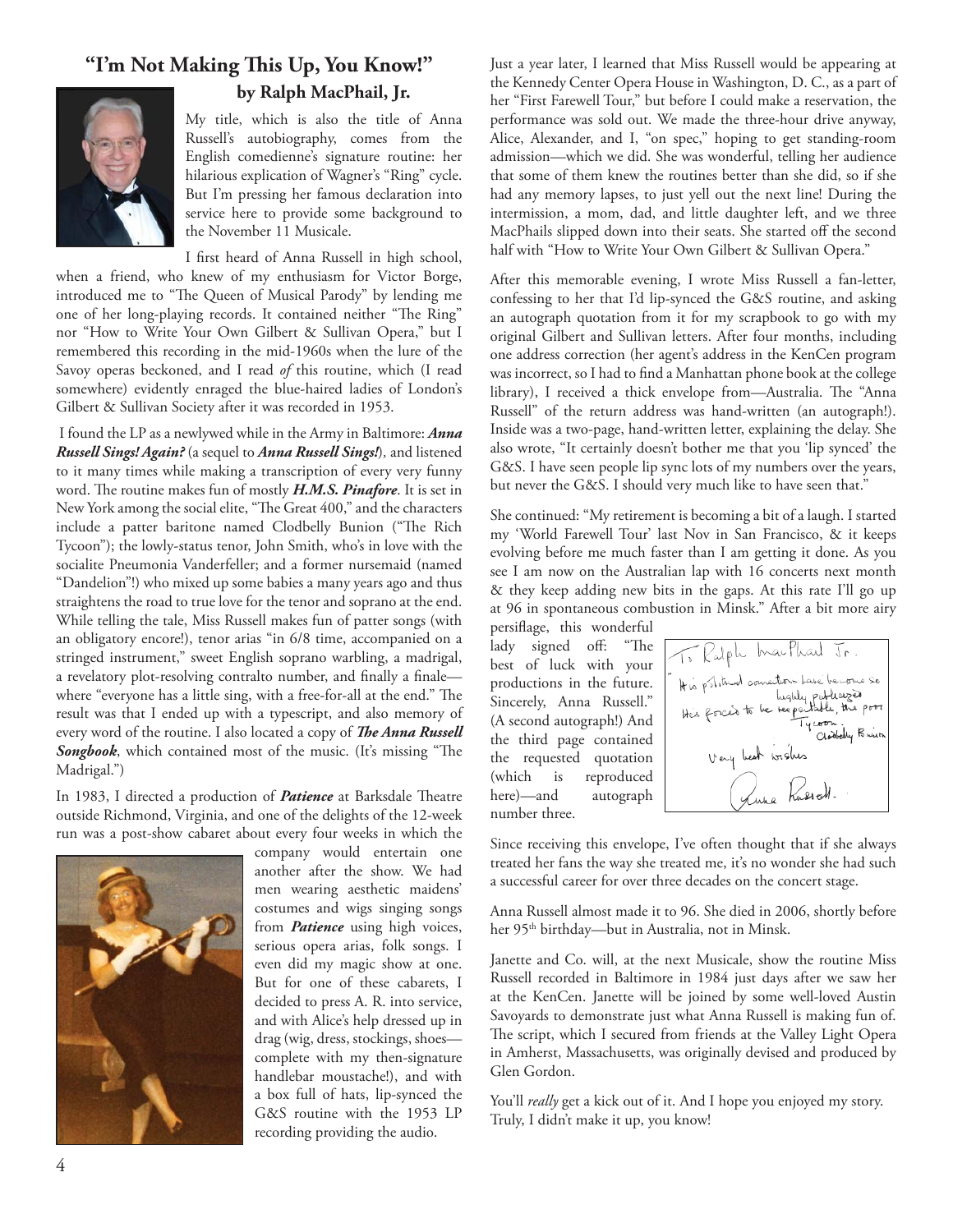## "I'm Not Making This Up, You Know!"

### by Ralph MacPhail, Jr.

My title, which is also the title of Anna Russell's autobiography, comes from the English comedienne's signature routine: her hilarious explication of Wagner's "Ring" cycle. But I'm pressing her famous declaration into service here to provide some background to the November 11 Musicale.

I first heard of Anna Russell in high school, when a friend, who knew of my enthusiasm for Victor Borge, introduced me to "The Queen of Musical Parody" by lending me one of her long-playing records. It contained neither "The Ring" nor "How to Write Your Own Gilbert & Sullivan Opera," but I remembered this recording in the mid-1960s when the lure of the Savoy operas beckoned, and I read *of* this routine, which (I read somewhere) evidently enraged the blue-haired ladies of London's Gilbert & Sullivan Society after it was recorded in 1953.

I found the LP as a newlywed while in the Army in Baltimore: ***Anna Russell Sings! Again?*** (a sequel to ***Anna Russell Sings!***), and listened to it many times while making a transcription of every very funny word. The routine makes fun of mostly ***H.M.S. Pinafore***. It is set in New York among the social elite, "The Great 400," and the characters include a patter baritone named Clodbelly Bunion ("The Rich Tycoon"); the lowly-status tenor, John Smith, who's in love with the socialite Pneumonia Vanderfeller; and a former nursemaid (named "Dandelion"!) who mixed up some babies a many years ago and thus straightens the road to true love for the tenor and soprano at the end. While telling the tale, Miss Russell makes fun of patter songs (with an obligatory encore!), tenor arias "in 6/8 time, accompanied on a stringed instrument," sweet English soprano warbling, a madrigal, a revelatory plot-resolving contralto number, and finally a finale—where "everyone has a little sing, with a free-for-all at the end." The result was that I ended up with a typescript, and also memory of every word of the routine. I also located a copy of ***The Anna Russell Songbook***, which contained most of the music. (It's missing "The Madrigal.")

In 1983, I directed a production of ***Patience*** at Barksdale Theatre outside Richmond, Virginia, and one of the delights of the 12-week run was a post-show cabaret about every four weeks in which the company would entertain one another after the show. We had men wearing aesthetic maidens' costumes and wigs singing songs from ***Patience*** using high voices, serious opera arias, folk songs. I even did my magic show at one. But for one of these cabarets, I decided to press A. R. into service, and with Alice's help dressed up in drag (wig, dress, stockings, shoes—complete with my then-signature handlebar moustache!), and with a box full of hats, lip-synced the G&S routine with the 1953 LP recording providing the audio.

Just a year later, I learned that Miss Russell would be appearing at the Kennedy Center Opera House in Washington, D. C., as a part of her "First Farewell Tour," but before I could make a reservation, the performance was sold out. We made the three-hour drive anyway, Alice, Alexander, and I, "on spec," hoping to get standing-room admission—which we did. She was wonderful, telling her audience that some of them knew the routines better than she did, so if she had any memory lapses, to just yell out the next line! During the intermission, a mom, dad, and little daughter left, and we three MacPhails slipped down into their seats. She started off the second half with "How to Write Your Own Gilbert & Sullivan Opera."

After this memorable evening, I wrote Miss Russell a fan-letter, confessing to her that I'd lip-synced the G&S routine, and asking an autograph quotation from it for my scrapbook to go with my original Gilbert and Sullivan letters. After four months, including one address correction (her agent's address in the KenCen program was incorrect, so I had to find a Manhattan phone book at the college library), I received a thick envelope from—Australia. The "Anna Russell" of the return address was hand-written (an autograph!). Inside was a two-page, hand-written letter, explaining the delay. She also wrote, "It certainly doesn't bother me that you 'lip synced' the G&S. I have seen people lip sync lots of my numbers over the years, but never the G&S. I should very much like to have seen that."

She continued: "My retirement is becoming a bit of a laugh. I started my 'World Farewell Tour' last Nov in San Francisco, & it keeps evolving before me much faster than I am getting it done. As you see I am now on the Australian lap with 16 concerts next month & they keep adding new bits in the gaps. At this rate I'll go up at 96 in spontaneous combustion in Minsk." After a bit more airy persiflage, this wonderful lady signed off: "The best of luck with your productions in the future. Sincerely, Anna Russell." (A second autograph!) And the third page contained the requested quotation (which is reproduced here)—and autograph number three.

Since receiving this envelope, I've often thought that if she always treated her fans the way she treated me, it's no wonder she had such a successful career for over three decades on the concert stage.

Anna Russell almost made it to 96. She died in 2006, shortly before her 95th birthday—but in Australia, not in Minsk.

Janette and Co. will, at the next Musicale, show the routine Miss Russell recorded in Baltimore in 1984 just days after we saw her at the KenCen. Janette will be joined by some well-loved Austin Savoyards to demonstrate just what Anna Russell is making fun of. The script, which I secured from friends at the Valley Light Opera in Amherst, Massachusetts, was originally devised and produced by Glen Gordon.

You'll *really* get a kick out of it. And I hope you enjoyed my story. Truly, I didn't make it up, you know!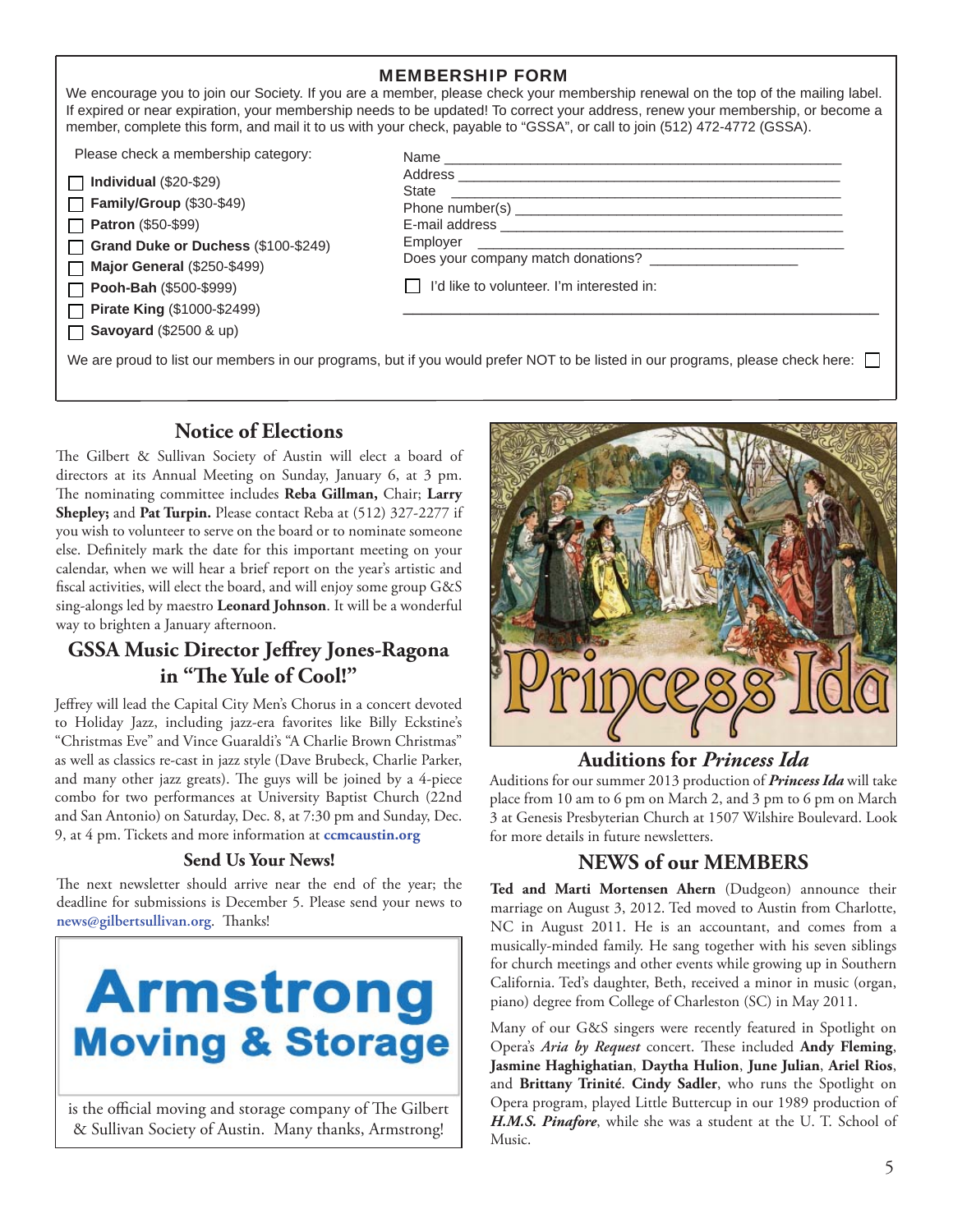## MEMBERSHIP FORM

We encourage you to join our Society. If you are a member, please check your membership renewal on the top of the mailing label. If expired or near expiration, your membership needs to be updated! To correct your address, renew your membership, or become a member, complete this form, and mail it to us with your check, payable to "GSSA", or call to join (512) 472-4772 (GSSA).

Please check a membership category:

- ☐ **Individual** ($20-$29)
- ☐ **Family/Group** ($30-$49)
- ☐ **Patron** ($50-$99)
- ☐ **Grand Duke or Duchess** ($100-$249)
- ☐ **Major General** ($250-$499)
- ☐ **Pooh-Bah** ($500-$999)
- ☐ **Pirate King** ($1000-$2499)
- ☐ **Savoyard** ($2500 & up)

Name ____________________

Address ____________________

State ____________________

Phone number(s) ____________________

E-mail address ____________________

Employer ____________________

Does your company match donations? ____________________

☐ I'd like to volunteer. I'm interested in:

____________________

We are proud to list our members in our programs, but if you would prefer NOT to be listed in our programs, please check here: ☐

## Notice of Elections

The Gilbert & Sullivan Society of Austin will elect a board of directors at its Annual Meeting on Sunday, January 6, at 3 pm. The nominating committee includes **Reba Gillman,** Chair; **Larry Shepley;** and **Pat Turpin.** Please contact Reba at (512) 327-2277 if you wish to volunteer to serve on the board or to nominate someone else. Definitely mark the date for this important meeting on your calendar, when we will hear a brief report on the year's artistic and fiscal activities, will elect the board, and will enjoy some group G&S sing-alongs led by maestro **Leonard Johnson**. It will be a wonderful way to brighten a January afternoon.

## GSSA Music Director Jeffrey Jones-Ragona in "The Yule of Cool!"

Jeffrey will lead the Capital City Men's Chorus in a concert devoted to Holiday Jazz, including jazz-era favorites like Billy Eckstine's "Christmas Eve" and Vince Guaraldi's "A Charlie Brown Christmas" as well as classics re-cast in jazz style (Dave Brubeck, Charlie Parker, and many other jazz greats). The guys will be joined by a 4-piece combo for two performances at University Baptist Church (22nd and San Antonio) on Saturday, Dec. 8, at 7:30 pm and Sunday, Dec. 9, at 4 pm. Tickets and more information at **ccmcaustin.org**

### Send Us Your News!

The next newsletter should arrive near the end of the year; the deadline for submissions is December 5. Please send your news to **news@gilbertsullivan.org**. Thanks!

**Armstrong Moving & Storage**

is the official moving and storage company of The Gilbert & Sullivan Society of Austin. Many thanks, Armstrong!

Princess Ida

## Auditions for *Princess Ida*

Auditions for our summer 2013 production of ***Princess Ida*** will take place from 10 am to 6 pm on March 2, and 3 pm to 6 pm on March 3 at Genesis Presbyterian Church at 1507 Wilshire Boulevard. Look for more details in future newsletters.

## NEWS of our MEMBERS

**Ted and Marti Mortensen Ahern** (Dudgeon) announce their marriage on August 3, 2012. Ted moved to Austin from Charlotte, NC in August 2011. He is an accountant, and comes from a musically-minded family. He sang together with his seven siblings for church meetings and other events while growing up in Southern California. Ted's daughter, Beth, received a minor in music (organ, piano) degree from College of Charleston (SC) in May 2011.

Many of our G&S singers were recently featured in Spotlight on Opera's ***Aria by Request*** concert. These included **Andy Fleming**, **Jasmine Haghighatian**, **Daytha Hulion**, **June Julian**, **Ariel Rios**, and **Brittany Trinité**. **Cindy Sadler**, who runs the Spotlight on Opera program, played Little Buttercup in our 1989 production of ***H.M.S. Pinafore***, while she was a student at the U. T. School of Music.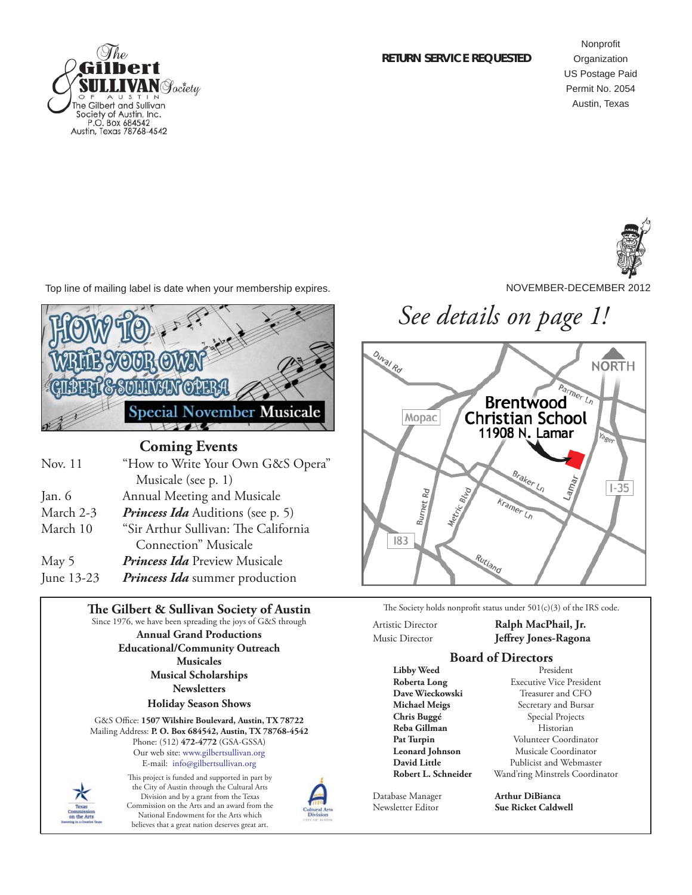The Gilbert & Sullivan Society of Austin

The Gilbert and Sullivan Society of Austin, Inc.
P.O. Box 684542
Austin, Texas 78768-4542

**RETURN SERVICE REQUESTED**

Nonprofit
Organization
US Postage Paid
Permit No. 2054
Austin, Texas

Top line of mailing label is date when your membership expires.

NOVEMBER-DECEMBER 2012

HOW TO WRITE YOUR OWN GILBERT & SULLIVAN OPERA

Special November Musicale

*See details on page 1!*

Duval Rd
NORTH
Parmer Ln
Brentwood Christian School
11908 N. Lamar
Mopac
Yager
Braker Ln
Lamar
I-35
Burnet Rd
Metric Blvd
Kramer Ln
183
Rutland

## Coming Events

| | |
|---|---|
| Nov. 11 | "How to Write Your Own G&S Opera" Musicale (see p. 1) |
| Jan. 6 | Annual Meeting and Musicale |
| March 2-3 | ***Princess Ida*** Auditions (see p. 5) |
| March 10 | "Sir Arthur Sullivan: The California Connection" Musicale |
| May 5 | ***Princess Ida*** Preview Musicale |
| June 13-23 | ***Princess Ida*** summer production |

## The Gilbert & Sullivan Society of Austin

Since 1976, we have been spreading the joys of G&S through

**Annual Grand Productions**
**Educational/Community Outreach**
**Musicales**
**Musical Scholarships**
**Newsletters**
**Holiday Season Shows**

G&S Office: **1507 Wilshire Boulevard, Austin, TX 78722**
Mailing Address: **P. O. Box 684542, Austin, TX 78768-4542**
Phone: (512) **472-4772** (GSA-GSSA)
Our web site: www.gilbertsullivan.org
E-mail: info@gilbertsullivan.org

This project is funded and supported in part by the City of Austin through the Cultural Arts Division and by a grant from the Texas Commission on the Arts and an award from the National Endowment for the Arts which believes that a great nation deserves great art.

The Society holds nonprofit status under 501(c)(3) of the IRS code.

| | |
|---|---|
| Artistic Director | **Ralph MacPhail, Jr.** |
| Music Director | **Jeffrey Jones-Ragona** |

### Board of Directors

| | |
|---|---|
| **Libby Weed** | President |
| **Roberta Long** | Executive Vice President |
| **Dave Wieckowski** | Treasurer and CFO |
| **Michael Meigs** | Secretary and Bursar |
| **Chris Buggé** | Special Projects |
| **Reba Gillman** | Historian |
| **Pat Turpin** | Volunteer Coordinator |
| **Leonard Johnson** | Musicale Coordinator |
| **David Little** | Publicist and Webmaster |
| **Robert L. Schneider** | Wand'ring Minstrels Coordinator |

| | |
|---|---|
| Database Manager | **Arthur DiBianca** |
| Newsletter Editor | **Sue Ricket Caldwell** |